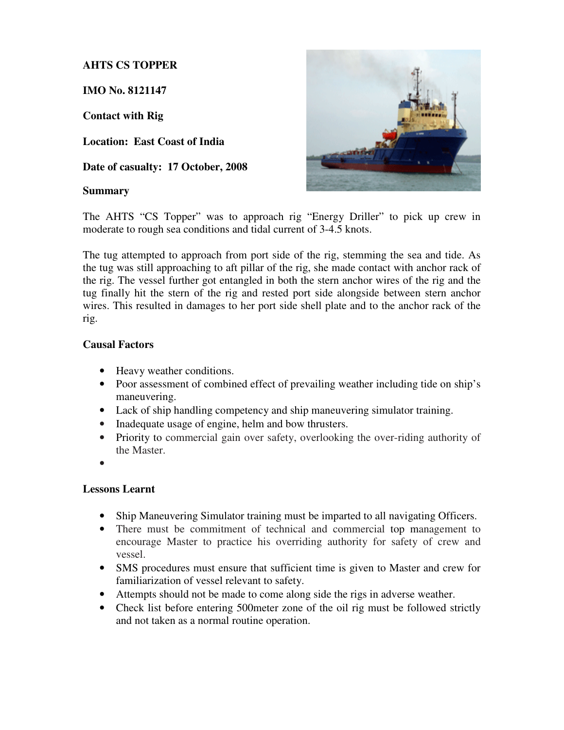**AHTS CS TOPPER**

**IMO No. 8121147**

**Contact with Rig**

**Location: East Coast of India**

**Date of casualty: 17 October, 2008**

**Summary**

The AHTS "CS Topper" was to approach rig "Energy Driller" to pick up crew in moderate to rough sea conditions and tidal current of 3-4.5 knots.

The tug attempted to approach from port side of the rig, stemming the sea and tide. As the tug was still approaching to aft pillar of the rig, she made contact with anchor rack of the rig. The vessel further got entangled in both the stern anchor wires of the rig and the tug finally hit the stern of the rig and rested port side alongside between stern anchor wires. This resulted in damages to her port side shell plate and to the anchor rack of the rig.

**Causal Factors**

- Heavy weather conditions.
- Poor assessment of combined effect of prevailing weather including tide on ship's maneuvering.
- Lack of ship handling competency and ship maneuvering simulator training.
- Inadequate usage of engine, helm and bow thrusters.
- Priority to commercial gain over safety, overlooking the over-riding authority of the Master.

**Lessons Learnt**

- Ship Maneuvering Simulator training must be imparted to all navigating Officers.
- There must be commitment of technical and commercial top management to encourage Master to practice his overriding authority for safety of crew and vessel.
- SMS procedures must ensure that sufficient time is given to Master and crew for familiarization of vessel relevant to safety.
- Attempts should not be made to come along side the rigs in adverse weather.
- Check list before entering 500meter zone of the oil rig must be followed strictly and not taken as a normal routine operation.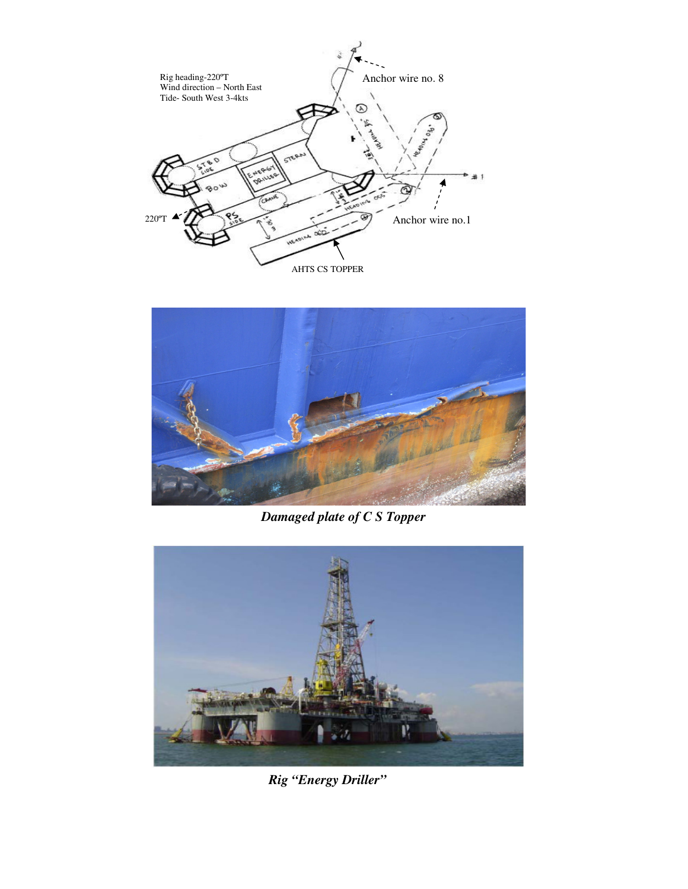Rig heading-220ºT
Wind direction – North East
Tide- South West 3-4kts

Anchor wire no. 8

Anchor wire no.1

220ºT

AHTS CS TOPPER

*Damaged plate of C S Topper*

*Rig "Energy Driller"*